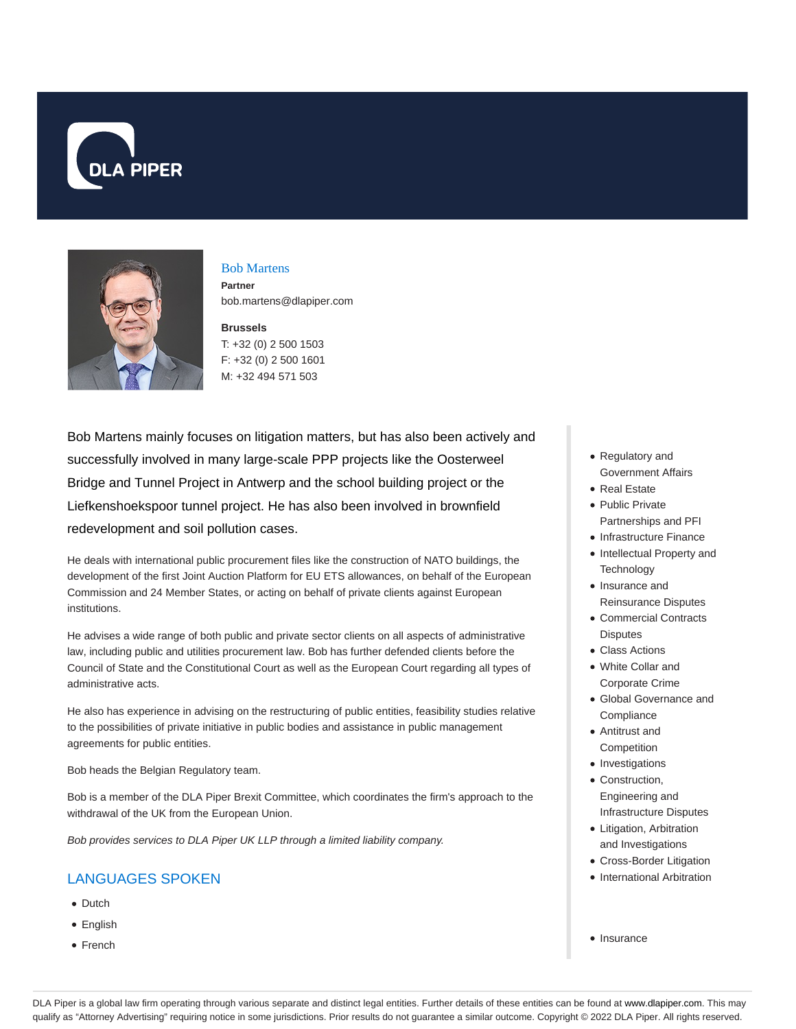DLA PIPER

## Bob Martens

**Partner**

bob.martens@dlapiper.com

**Brussels**

T: +32 (0) 2 500 1503

F: +32 (0) 2 500 1601

M: +32 494 571 503

Bob Martens mainly focuses on litigation matters, but has also been actively and successfully involved in many large-scale PPP projects like the Oosterweel Bridge and Tunnel Project in Antwerp and the school building project or the Liefkenshoekspoor tunnel project. He has also been involved in brownfield redevelopment and soil pollution cases.

He deals with international public procurement files like the construction of NATO buildings, the development of the first Joint Auction Platform for EU ETS allowances, on behalf of the European Commission and 24 Member States, or acting on behalf of private clients against European institutions.

He advises a wide range of both public and private sector clients on all aspects of administrative law, including public and utilities procurement law. Bob has further defended clients before the Council of State and the Constitutional Court as well as the European Court regarding all types of administrative acts.

He also has experience in advising on the restructuring of public entities, feasibility studies relative to the possibilities of private initiative in public bodies and assistance in public management agreements for public entities.

Bob heads the Belgian Regulatory team.

Bob is a member of the DLA Piper Brexit Committee, which coordinates the firm's approach to the withdrawal of the UK from the European Union.

*Bob provides services to DLA Piper UK LLP through a limited liability company.*

### LANGUAGES SPOKEN

- Dutch
- English
- French

- Regulatory and Government Affairs
- Real Estate
- Public Private Partnerships and PFI
- Infrastructure Finance
- Intellectual Property and Technology
- Insurance and Reinsurance Disputes
- Commercial Contracts Disputes
- Class Actions
- White Collar and Corporate Crime
- Global Governance and Compliance
- Antitrust and Competition
- Investigations
- Construction, Engineering and Infrastructure Disputes
- Litigation, Arbitration and Investigations
- Cross-Border Litigation
- International Arbitration

- Insurance

DLA Piper is a global law firm operating through various separate and distinct legal entities. Further details of these entities can be found at www.dlapiper.com. This may qualify as "Attorney Advertising" requiring notice in some jurisdictions. Prior results do not guarantee a similar outcome. Copyright © 2022 DLA Piper. All rights reserved.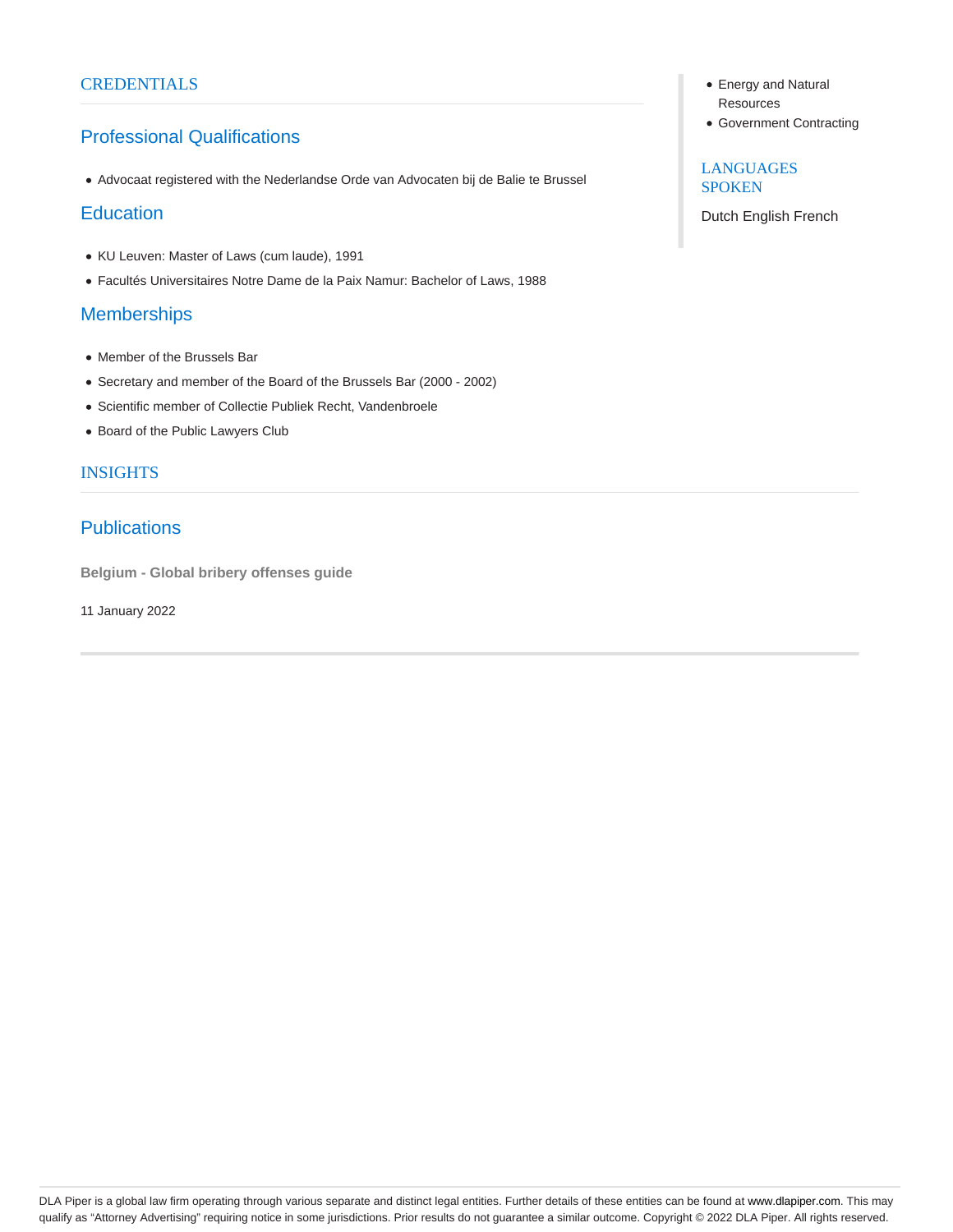## CREDENTIALS

### Professional Qualifications

- Advocaat registered with the Nederlandse Orde van Advocaten bij de Balie te Brussel

### Education

- KU Leuven: Master of Laws (cum laude), 1991
- Facultés Universitaires Notre Dame de la Paix Namur: Bachelor of Laws, 1988

### Memberships

- Member of the Brussels Bar
- Secretary and member of the Board of the Brussels Bar (2000 - 2002)
- Scientific member of Collectie Publiek Recht, Vandenbroele
- Board of the Public Lawyers Club

- Energy and Natural Resources
- Government Contracting

## LANGUAGES SPOKEN

Dutch English French

## INSIGHTS

### Publications

**Belgium - Global bribery offenses guide**

11 January 2022

DLA Piper is a global law firm operating through various separate and distinct legal entities. Further details of these entities can be found at www.dlapiper.com. This may qualify as "Attorney Advertising" requiring notice in some jurisdictions. Prior results do not guarantee a similar outcome. Copyright © 2022 DLA Piper. All rights reserved.